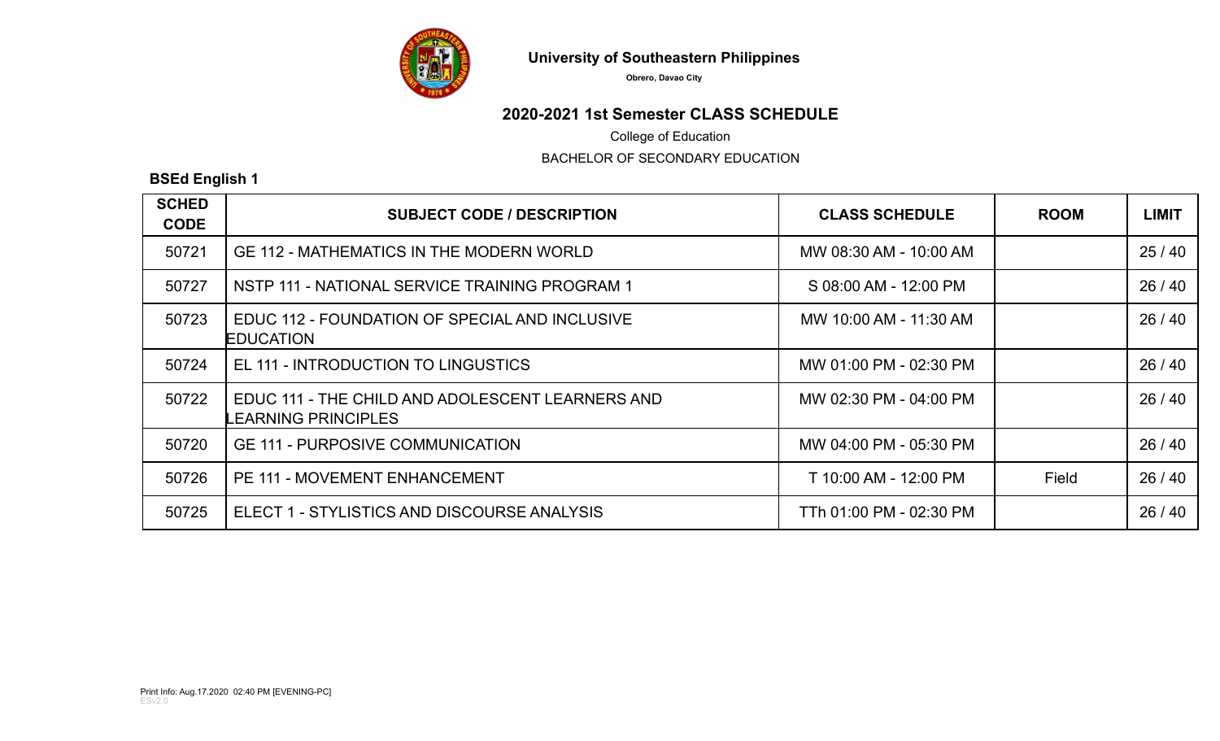# University of Southeastern Philippines

**Obrero, Davao City**

## 2020-2021 1st Semester CLASS SCHEDULE

College of Education

BACHELOR OF SECONDARY EDUCATION

### BSEd English 1

| SCHED CODE | SUBJECT CODE / DESCRIPTION | CLASS SCHEDULE | ROOM | LIMIT |
|---|---|---|---|---|
| 50721 | GE 112 - MATHEMATICS IN THE MODERN WORLD | MW 08:30 AM - 10:00 AM | | 25 / 40 |
| 50727 | NSTP 111 - NATIONAL SERVICE TRAINING PROGRAM 1 | S 08:00 AM - 12:00 PM | | 26 / 40 |
| 50723 | EDUC 112 - FOUNDATION OF SPECIAL AND INCLUSIVE EDUCATION | MW 10:00 AM - 11:30 AM | | 26 / 40 |
| 50724 | EL 111 - INTRODUCTION TO LINGUSTICS | MW 01:00 PM - 02:30 PM | | 26 / 40 |
| 50722 | EDUC 111 - THE CHILD AND ADOLESCENT LEARNERS AND LEARNING PRINCIPLES | MW 02:30 PM - 04:00 PM | | 26 / 40 |
| 50720 | GE 111 - PURPOSIVE COMMUNICATION | MW 04:00 PM - 05:30 PM | | 26 / 40 |
| 50726 | PE 111 - MOVEMENT ENHANCEMENT | T 10:00 AM - 12:00 PM | Field | 26 / 40 |
| 50725 | ELECT 1 - STYLISTICS AND DISCOURSE ANALYSIS | TTh 01:00 PM - 02:30 PM | | 26 / 40 |

Print Info: Aug.17.2020 02:40 PM [EVENING-PC]
ESv2.0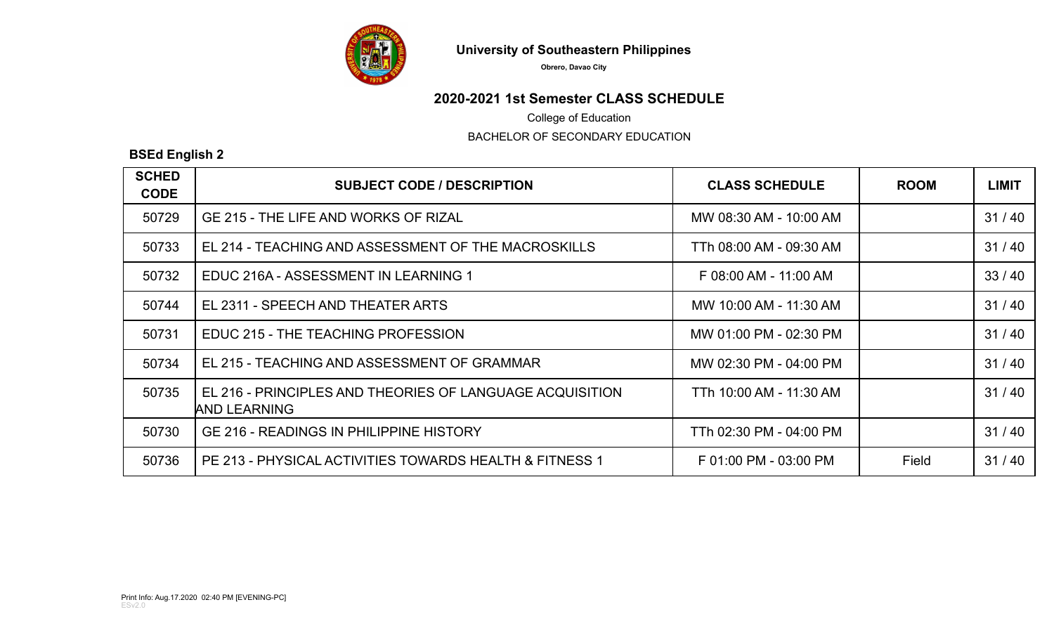**University of Southeastern Philippines**

**Obrero, Davao City**

## 2020-2021 1st Semester CLASS SCHEDULE

College of Education

BACHELOR OF SECONDARY EDUCATION

### BSEd English 2

| SCHED CODE | SUBJECT CODE / DESCRIPTION | CLASS SCHEDULE | ROOM | LIMIT |
|---|---|---|---|---|
| 50729 | GE 215 - THE LIFE AND WORKS OF RIZAL | MW 08:30 AM - 10:00 AM | | 31 / 40 |
| 50733 | EL 214 - TEACHING AND ASSESSMENT OF THE MACROSKILLS | TTh 08:00 AM - 09:30 AM | | 31 / 40 |
| 50732 | EDUC 216A - ASSESSMENT IN LEARNING 1 | F 08:00 AM - 11:00 AM | | 33 / 40 |
| 50744 | EL 2311 - SPEECH AND THEATER ARTS | MW 10:00 AM - 11:30 AM | | 31 / 40 |
| 50731 | EDUC 215 - THE TEACHING PROFESSION | MW 01:00 PM - 02:30 PM | | 31 / 40 |
| 50734 | EL 215 - TEACHING AND ASSESSMENT OF GRAMMAR | MW 02:30 PM - 04:00 PM | | 31 / 40 |
| 50735 | EL 216 - PRINCIPLES AND THEORIES OF LANGUAGE ACQUISITION AND LEARNING | TTh 10:00 AM - 11:30 AM | | 31 / 40 |
| 50730 | GE 216 - READINGS IN PHILIPPINE HISTORY | TTh 02:30 PM - 04:00 PM | | 31 / 40 |
| 50736 | PE 213 - PHYSICAL ACTIVITIES TOWARDS HEALTH & FITNESS 1 | F 01:00 PM - 03:00 PM | Field | 31 / 40 |

Print Info: Aug.17.2020 02:40 PM [EVENING-PC]
ESv2.0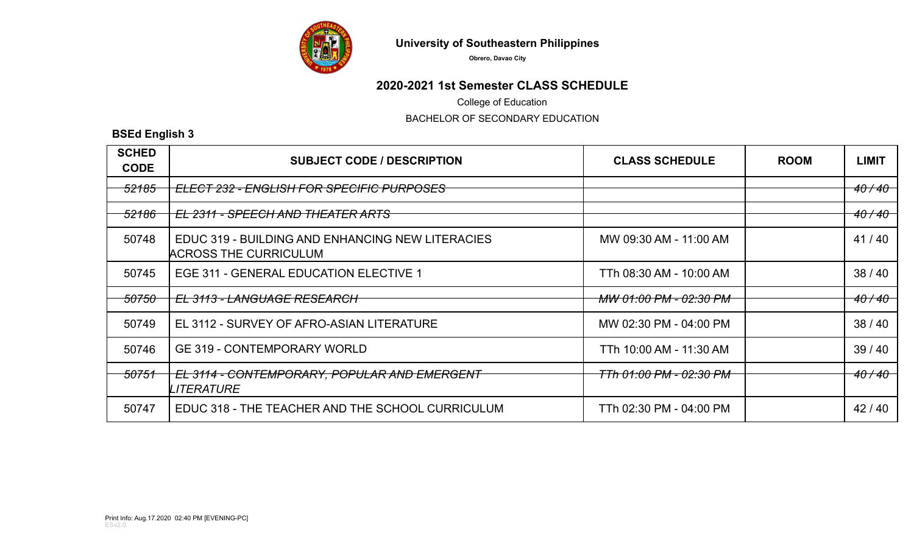**University of Southeastern Philippines**

Obrero, Davao City

## 2020-2021 1st Semester CLASS SCHEDULE

College of Education

BACHELOR OF SECONDARY EDUCATION

### BSEd English 3

| SCHED CODE | SUBJECT CODE / DESCRIPTION | CLASS SCHEDULE | ROOM | LIMIT |
|---|---|---|---|---|
| ~~52185~~ | ~~ELECT 232 - ENGLISH FOR SPECIFIC PURPOSES~~ | | | ~~40 / 40~~ |
| ~~52186~~ | ~~EL 2311 - SPEECH AND THEATER ARTS~~ | | | ~~40 / 40~~ |
| 50748 | EDUC 319 - BUILDING AND ENHANCING NEW LITERACIES ACROSS THE CURRICULUM | MW 09:30 AM - 11:00 AM | | 41 / 40 |
| 50745 | EGE 311 - GENERAL EDUCATION ELECTIVE 1 | TTh 08:30 AM - 10:00 AM | | 38 / 40 |
| ~~50750~~ | ~~EL 3113 - LANGUAGE RESEARCH~~ | ~~MW 01:00 PM - 02:30 PM~~ | | ~~40 / 40~~ |
| 50749 | EL 3112 - SURVEY OF AFRO-ASIAN LITERATURE | MW 02:30 PM - 04:00 PM | | 38 / 40 |
| 50746 | GE 319 - CONTEMPORARY WORLD | TTh 10:00 AM - 11:30 AM | | 39 / 40 |
| ~~50751~~ | ~~EL 3114 - CONTEMPORARY, POPULAR AND EMERGENT LITERATURE~~ | ~~TTh 01:00 PM - 02:30 PM~~ | | ~~40 / 40~~ |
| 50747 | EDUC 318 - THE TEACHER AND THE SCHOOL CURRICULUM | TTh 02:30 PM - 04:00 PM | | 42 / 40 |

Print Info: Aug.17.2020 02:40 PM [EVENING-PC]
ESv2.0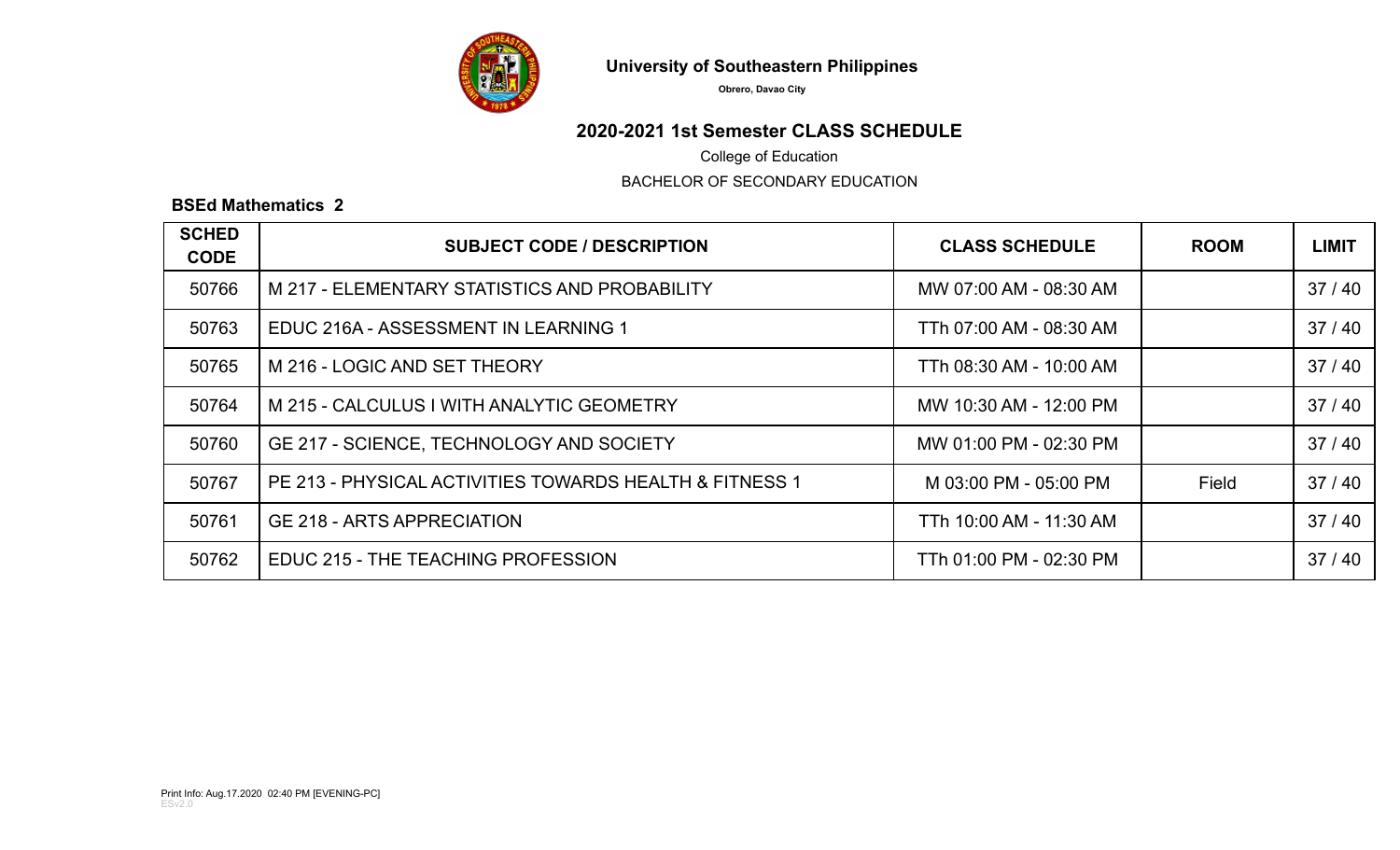**University of Southeastern Philippines**

Obrero, Davao City

## 2020-2021 1st Semester CLASS SCHEDULE

College of Education

BACHELOR OF SECONDARY EDUCATION

**BSEd Mathematics 2**

| SCHED CODE | SUBJECT CODE / DESCRIPTION | CLASS SCHEDULE | ROOM | LIMIT |
|---|---|---|---|---|
| 50766 | M 217 - ELEMENTARY STATISTICS AND PROBABILITY | MW 07:00 AM - 08:30 AM | | 37 / 40 |
| 50763 | EDUC 216A - ASSESSMENT IN LEARNING 1 | TTh 07:00 AM - 08:30 AM | | 37 / 40 |
| 50765 | M 216 - LOGIC AND SET THEORY | TTh 08:30 AM - 10:00 AM | | 37 / 40 |
| 50764 | M 215 - CALCULUS I WITH ANALYTIC GEOMETRY | MW 10:30 AM - 12:00 PM | | 37 / 40 |
| 50760 | GE 217 - SCIENCE, TECHNOLOGY AND SOCIETY | MW 01:00 PM - 02:30 PM | | 37 / 40 |
| 50767 | PE 213 - PHYSICAL ACTIVITIES TOWARDS HEALTH & FITNESS 1 | M 03:00 PM - 05:00 PM | Field | 37 / 40 |
| 50761 | GE 218 - ARTS APPRECIATION | TTh 10:00 AM - 11:30 AM | | 37 / 40 |
| 50762 | EDUC 215 - THE TEACHING PROFESSION | TTh 01:00 PM - 02:30 PM | | 37 / 40 |

Print Info: Aug.17.2020 02:40 PM [EVENING-PC]
ESv2.0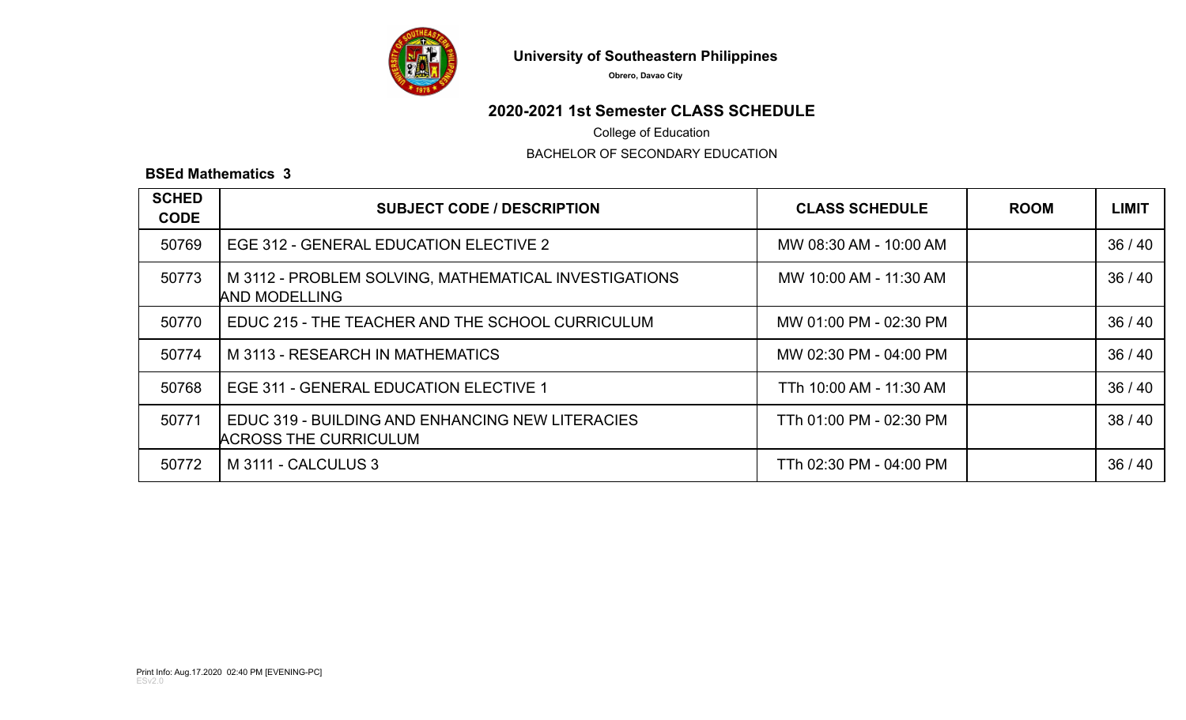**University of Southeastern Philippines**

**Obrero, Davao City**

## 2020-2021 1st Semester CLASS SCHEDULE

College of Education

BACHELOR OF SECONDARY EDUCATION

### BSEd Mathematics 3

| SCHED CODE | SUBJECT CODE / DESCRIPTION | CLASS SCHEDULE | ROOM | LIMIT |
|---|---|---|---|---|
| 50769 | EGE 312 - GENERAL EDUCATION ELECTIVE 2 | MW 08:30 AM - 10:00 AM | | 36 / 40 |
| 50773 | M 3112 - PROBLEM SOLVING, MATHEMATICAL INVESTIGATIONS AND MODELLING | MW 10:00 AM - 11:30 AM | | 36 / 40 |
| 50770 | EDUC 215 - THE TEACHER AND THE SCHOOL CURRICULUM | MW 01:00 PM - 02:30 PM | | 36 / 40 |
| 50774 | M 3113 - RESEARCH IN MATHEMATICS | MW 02:30 PM - 04:00 PM | | 36 / 40 |
| 50768 | EGE 311 - GENERAL EDUCATION ELECTIVE 1 | TTh 10:00 AM - 11:30 AM | | 36 / 40 |
| 50771 | EDUC 319 - BUILDING AND ENHANCING NEW LITERACIES ACROSS THE CURRICULUM | TTh 01:00 PM - 02:30 PM | | 38 / 40 |
| 50772 | M 3111 - CALCULUS 3 | TTh 02:30 PM - 04:00 PM | | 36 / 40 |

Print Info: Aug.17.2020 02:40 PM [EVENING-PC]
ESv2.0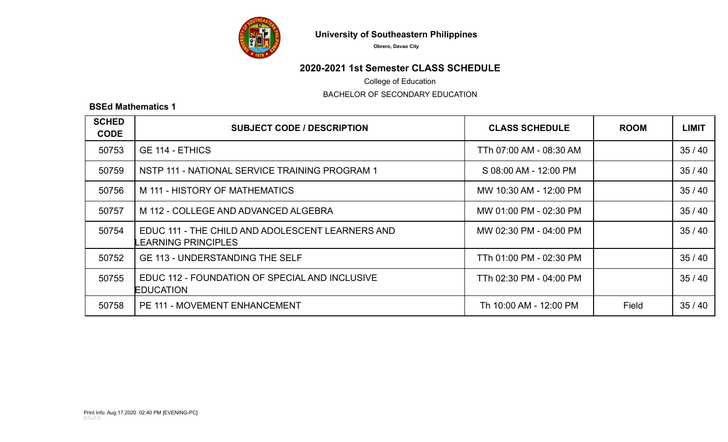**University of Southeastern Philippines**

**Obrero, Davao City**

## 2020-2021 1st Semester CLASS SCHEDULE

College of Education

BACHELOR OF SECONDARY EDUCATION

**BSEd Mathematics 1**

| SCHED CODE | SUBJECT CODE / DESCRIPTION | CLASS SCHEDULE | ROOM | LIMIT |
|---|---|---|---|---|
| 50753 | GE 114 - ETHICS | TTh 07:00 AM - 08:30 AM | | 35 / 40 |
| 50759 | NSTP 111 - NATIONAL SERVICE TRAINING PROGRAM 1 | S 08:00 AM - 12:00 PM | | 35 / 40 |
| 50756 | M 111 - HISTORY OF MATHEMATICS | MW 10:30 AM - 12:00 PM | | 35 / 40 |
| 50757 | M 112 - COLLEGE AND ADVANCED ALGEBRA | MW 01:00 PM - 02:30 PM | | 35 / 40 |
| 50754 | EDUC 111 - THE CHILD AND ADOLESCENT LEARNERS AND LEARNING PRINCIPLES | MW 02:30 PM - 04:00 PM | | 35 / 40 |
| 50752 | GE 113 - UNDERSTANDING THE SELF | TTh 01:00 PM - 02:30 PM | | 35 / 40 |
| 50755 | EDUC 112 - FOUNDATION OF SPECIAL AND INCLUSIVE EDUCATION | TTh 02:30 PM - 04:00 PM | | 35 / 40 |
| 50758 | PE 111 - MOVEMENT ENHANCEMENT | Th 10:00 AM - 12:00 PM | Field | 35 / 40 |

Print Info: Aug.17.2020 02:40 PM [EVENING-PC]
ESv2.0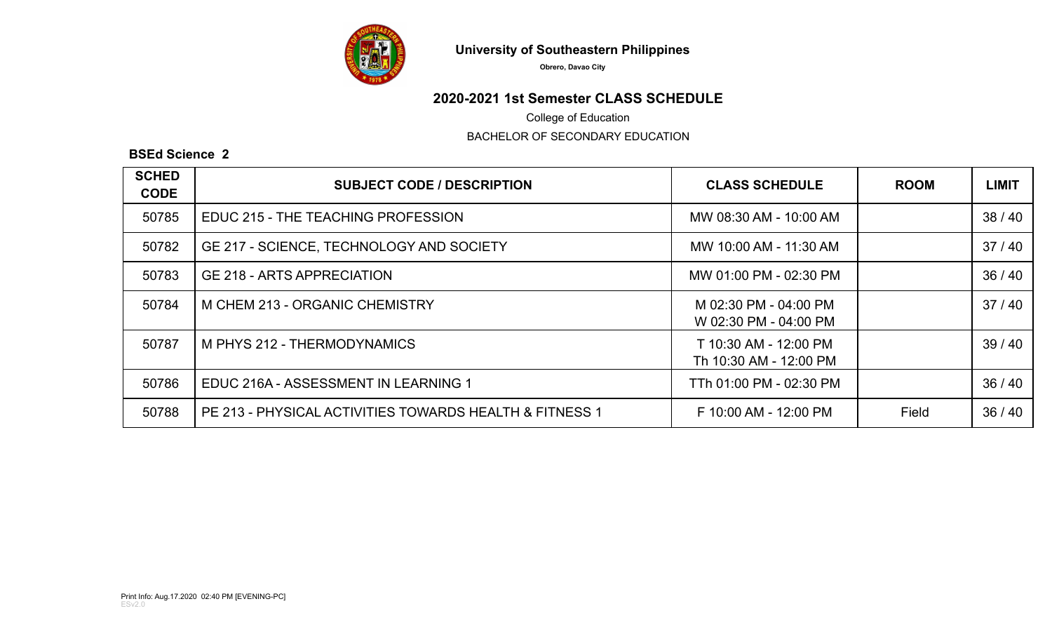**University of Southeastern Philippines**

**Obrero, Davao City**

## 2020-2021 1st Semester CLASS SCHEDULE

College of Education

BACHELOR OF SECONDARY EDUCATION

**BSEd Science 2**

| SCHED CODE | SUBJECT CODE / DESCRIPTION | CLASS SCHEDULE | ROOM | LIMIT |
|---|---|---|---|---|
| 50785 | EDUC 215 - THE TEACHING PROFESSION | MW 08:30 AM - 10:00 AM | | 38 / 40 |
| 50782 | GE 217 - SCIENCE, TECHNOLOGY AND SOCIETY | MW 10:00 AM - 11:30 AM | | 37 / 40 |
| 50783 | GE 218 - ARTS APPRECIATION | MW 01:00 PM - 02:30 PM | | 36 / 40 |
| 50784 | M CHEM 213 - ORGANIC CHEMISTRY | M 02:30 PM - 04:00 PM<br>W 02:30 PM - 04:00 PM | | 37 / 40 |
| 50787 | M PHYS 212 - THERMODYNAMICS | T 10:30 AM - 12:00 PM<br>Th 10:30 AM - 12:00 PM | | 39 / 40 |
| 50786 | EDUC 216A - ASSESSMENT IN LEARNING 1 | TTh 01:00 PM - 02:30 PM | | 36 / 40 |
| 50788 | PE 213 - PHYSICAL ACTIVITIES TOWARDS HEALTH & FITNESS 1 | F 10:00 AM - 12:00 PM | Field | 36 / 40 |

Print Info: Aug.17.2020 02:40 PM [EVENING-PC]
ESv2.0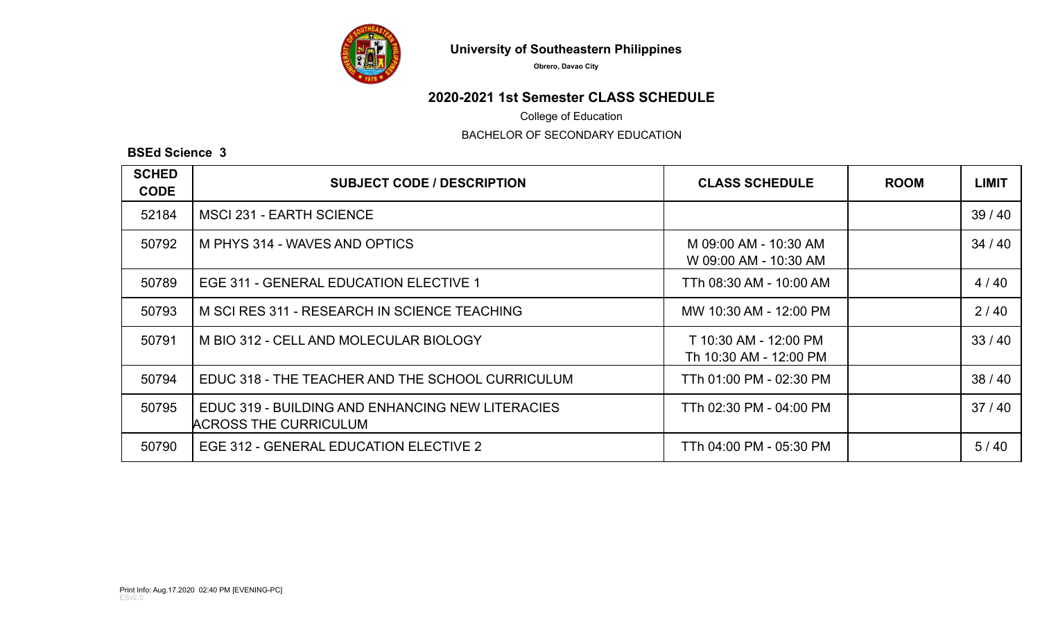**University of Southeastern Philippines**

**Obrero, Davao City**

## 2020-2021 1st Semester CLASS SCHEDULE

College of Education

BACHELOR OF SECONDARY EDUCATION

**BSEd Science 3**

| SCHED CODE | SUBJECT CODE / DESCRIPTION | CLASS SCHEDULE | ROOM | LIMIT |
|---|---|---|---|---|
| 52184 | MSCI 231 - EARTH SCIENCE | | | 39 / 40 |
| 50792 | M PHYS 314 - WAVES AND OPTICS | M 09:00 AM - 10:30 AM<br>W 09:00 AM - 10:30 AM | | 34 / 40 |
| 50789 | EGE 311 - GENERAL EDUCATION ELECTIVE 1 | TTh 08:30 AM - 10:00 AM | | 4 / 40 |
| 50793 | M SCI RES 311 - RESEARCH IN SCIENCE TEACHING | MW 10:30 AM - 12:00 PM | | 2 / 40 |
| 50791 | M BIO 312 - CELL AND MOLECULAR BIOLOGY | T 10:30 AM - 12:00 PM<br>Th 10:30 AM - 12:00 PM | | 33 / 40 |
| 50794 | EDUC 318 - THE TEACHER AND THE SCHOOL CURRICULUM | TTh 01:00 PM - 02:30 PM | | 38 / 40 |
| 50795 | EDUC 319 - BUILDING AND ENHANCING NEW LITERACIES ACROSS THE CURRICULUM | TTh 02:30 PM - 04:00 PM | | 37 / 40 |
| 50790 | EGE 312 - GENERAL EDUCATION ELECTIVE 2 | TTh 04:00 PM - 05:30 PM | | 5 / 40 |

Print Info: Aug.17.2020 02:40 PM [EVENING-PC]
ESv2.0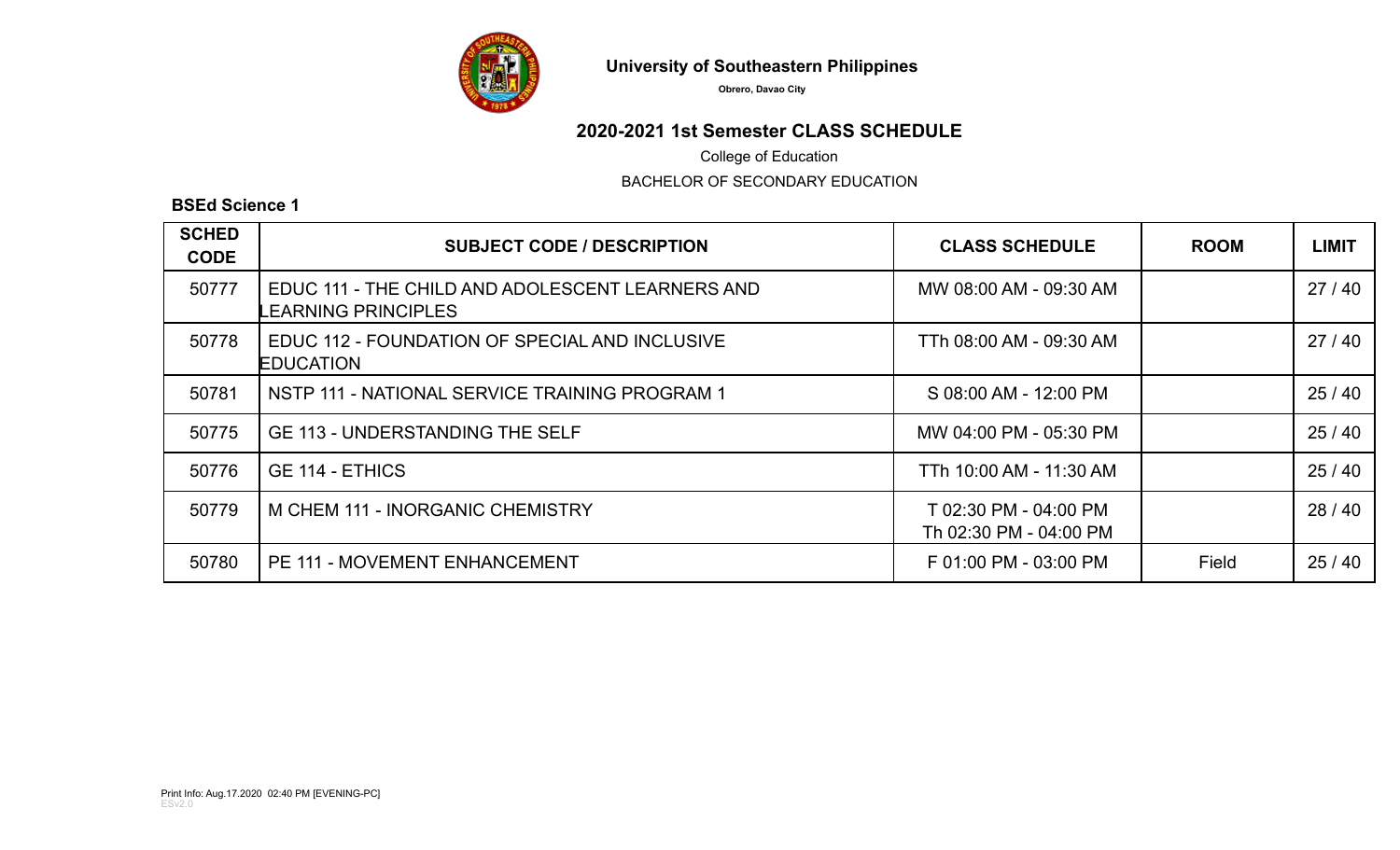**University of Southeastern Philippines**

**Obrero, Davao City**

## 2020-2021 1st Semester CLASS SCHEDULE

College of Education

BACHELOR OF SECONDARY EDUCATION

**BSEd Science 1**

| SCHED CODE | SUBJECT CODE / DESCRIPTION | CLASS SCHEDULE | ROOM | LIMIT |
|---|---|---|---|---|
| 50777 | EDUC 111 - THE CHILD AND ADOLESCENT LEARNERS AND LEARNING PRINCIPLES | MW 08:00 AM - 09:30 AM | | 27 / 40 |
| 50778 | EDUC 112 - FOUNDATION OF SPECIAL AND INCLUSIVE EDUCATION | TTh 08:00 AM - 09:30 AM | | 27 / 40 |
| 50781 | NSTP 111 - NATIONAL SERVICE TRAINING PROGRAM 1 | S 08:00 AM - 12:00 PM | | 25 / 40 |
| 50775 | GE 113 - UNDERSTANDING THE SELF | MW 04:00 PM - 05:30 PM | | 25 / 40 |
| 50776 | GE 114 - ETHICS | TTh 10:00 AM - 11:30 AM | | 25 / 40 |
| 50779 | M CHEM 111 - INORGANIC CHEMISTRY | T 02:30 PM - 04:00 PM<br>Th 02:30 PM - 04:00 PM | | 28 / 40 |
| 50780 | PE 111 - MOVEMENT ENHANCEMENT | F 01:00 PM - 03:00 PM | Field | 25 / 40 |

Print Info: Aug.17.2020 02:40 PM [EVENING-PC]
ESv2.0